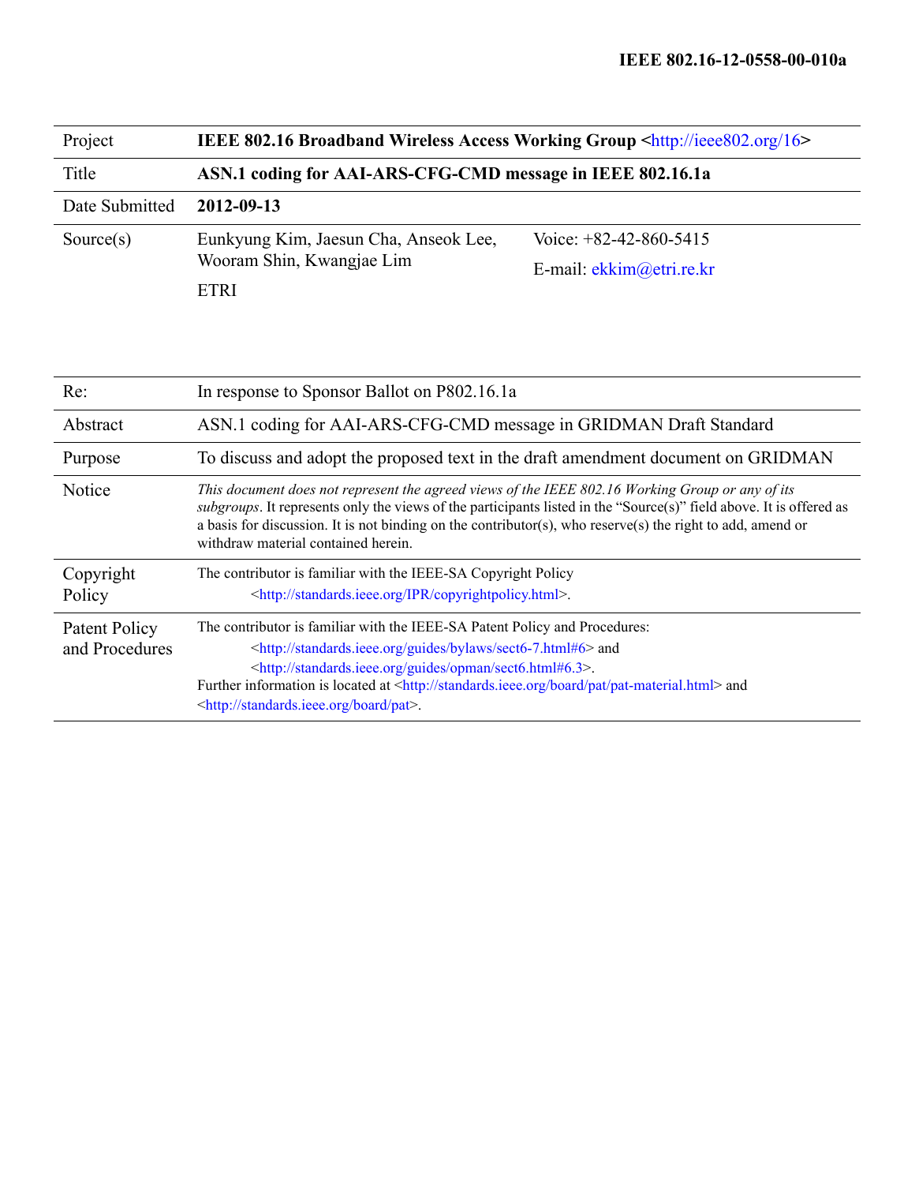**IEEE 802.16-12-0558-00-010a**

| Project | **IEEE 802.16 Broadband Wireless Access Working Group <http://ieee802.org/16>** | |
|---|---|---|
| Title | **ASN.1 coding for AAI-ARS-CFG-CMD message in IEEE 802.16.1a** | |
| Date Submitted | **2012-09-13** | |
| Source(s) | Eunkyung Kim, Jaesun Cha, Anseok Lee, Wooram Shin, Kwangjae Lim<br><br>ETRI | Voice: +82-42-860-5415<br><br>E-mail: ekkim@etri.re.kr |

| Re: | In response to Sponsor Ballot on P802.16.1a |
|---|---|
| Abstract | ASN.1 coding for AAI-ARS-CFG-CMD message in GRIDMAN Draft Standard |
| Purpose | To discuss and adopt the proposed text in the draft amendment document on GRIDMAN |
| Notice | *This document does not represent the agreed views of the IEEE 802.16 Working Group or any of its subgroups*. It represents only the views of the participants listed in the "Source(s)" field above. It is offered as a basis for discussion. It is not binding on the contributor(s), who reserve(s) the right to add, amend or withdraw material contained herein. |
| Copyright Policy | The contributor is familiar with the IEEE-SA Copyright Policy <http://standards.ieee.org/IPR/copyrightpolicy.html>. |
| Patent Policy and Procedures | The contributor is familiar with the IEEE-SA Patent Policy and Procedures: <http://standards.ieee.org/guides/bylaws/sect6-7.html#6> and <http://standards.ieee.org/guides/opman/sect6.html#6.3>.<br>Further information is located at <http://standards.ieee.org/board/pat/pat-material.html> and <http://standards.ieee.org/board/pat>. |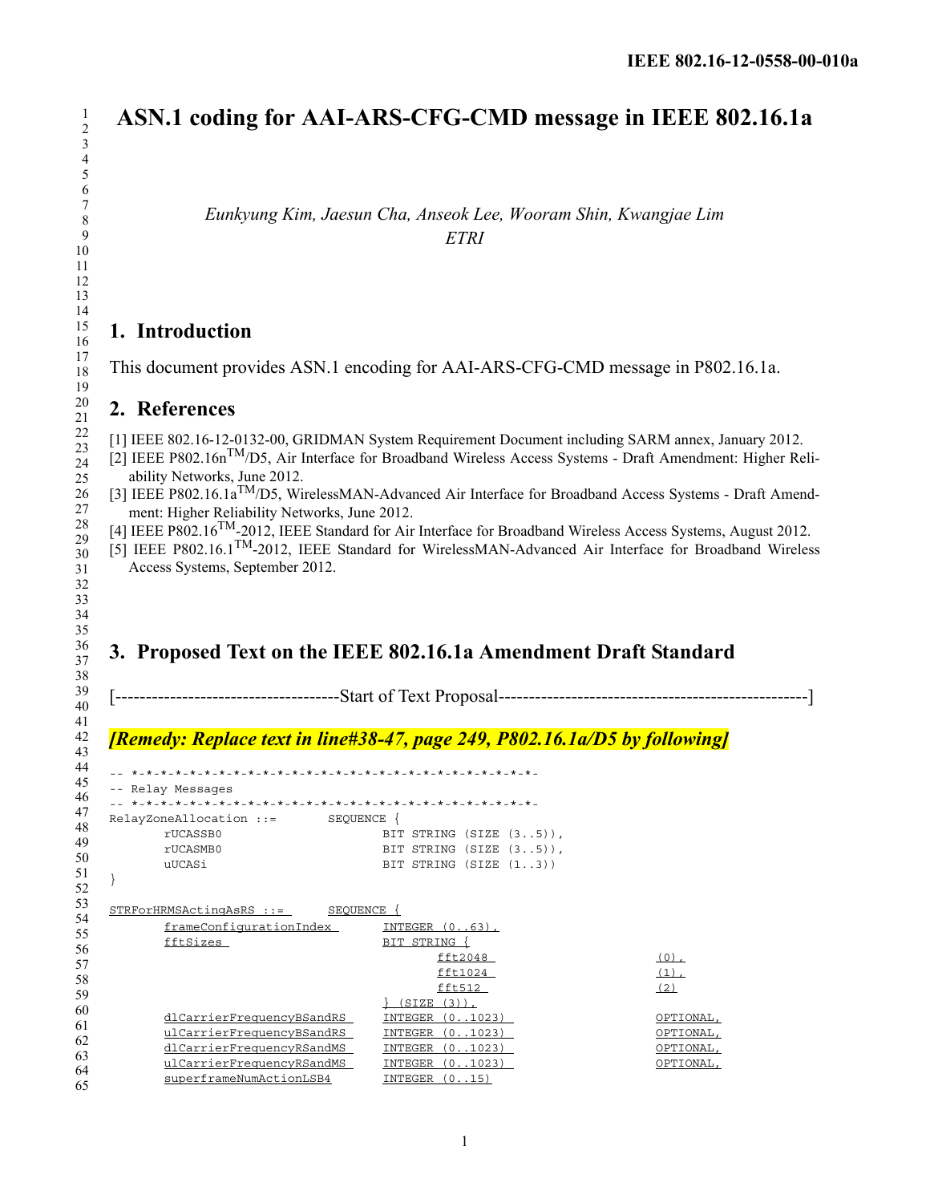# ASN.1 coding for AAI-ARS-CFG-CMD message in IEEE 802.16.1a

*Eunkyung Kim, Jaesun Cha, Anseok Lee, Wooram Shin, Kwangjae Lim*
*ETRI*

## 1. Introduction

This document provides ASN.1 encoding for AAI-ARS-CFG-CMD message in P802.16.1a.

## 2. References

[1] IEEE 802.16-12-0132-00, GRIDMAN System Requirement Document including SARM annex, January 2012.
[2] IEEE P802.16n[TM]/D5, Air Interface for Broadband Wireless Access Systems - Draft Amendment: Higher Reliability Networks, June 2012.
[3] IEEE P802.16.1a[TM]/D5, WirelessMAN-Advanced Air Interface for Broadband Access Systems - Draft Amendment: Higher Reliability Networks, June 2012.
[4] IEEE P802.16[TM]-2012, IEEE Standard for Air Interface for Broadband Wireless Access Systems, August 2012.
[5] IEEE P802.16.1[TM]-2012, IEEE Standard for WirelessMAN-Advanced Air Interface for Broadband Wireless Access Systems, September 2012.

## 3. Proposed Text on the IEEE 802.16.1a Amendment Draft Standard

[-------------------------------------Start of Text Proposal---------------------------------------------------]

***[Remedy: Replace text in line#38-47, page 249, P802.16.1a/D5 by following]***

```
-- *-*-*-*-*-*-*-*-*-*-*-*-*-*-*-*-*-*-*-*-*-*-*-*-*-*-*-*-*-*-*-*-
-- Relay Messages
-- *-*-*-*-*-*-*-*-*-*-*-*-*-*-*-*-*-*-*-*-*-*-*-*-*-*-*-*-*-*-*-*-
RelayZoneAllocation ::=        SEQUENCE {
        rUCASSB0                        BIT STRING (SIZE (3..5)),
        rUCASMB0                        BIT STRING (SIZE (3..5)),
        uUCASi                          BIT STRING (SIZE (1..3))
}

STRForHRMSActingAsRS ::=       SEQUENCE {
        frameConfigurationIndex         INTEGER (0..63),
        fftSizes                        BIT STRING {
                                                fft2048                 (0),
                                                fft1024                 (1),
                                                fft512                  (2)
                                        } (SIZE (3)),
        dlCarrierFrequencyBSandRS       INTEGER (0..1023)               OPTIONAL,
        ulCarrierFrequencyBSandRS       INTEGER (0..1023)               OPTIONAL,
        dlCarrierFrequencyRSandMS       INTEGER (0..1023)               OPTIONAL,
        ulCarrierFrequencyRSandMS       INTEGER (0..1023)               OPTIONAL,
        superframeNumActionLSB4         INTEGER (0..15)
```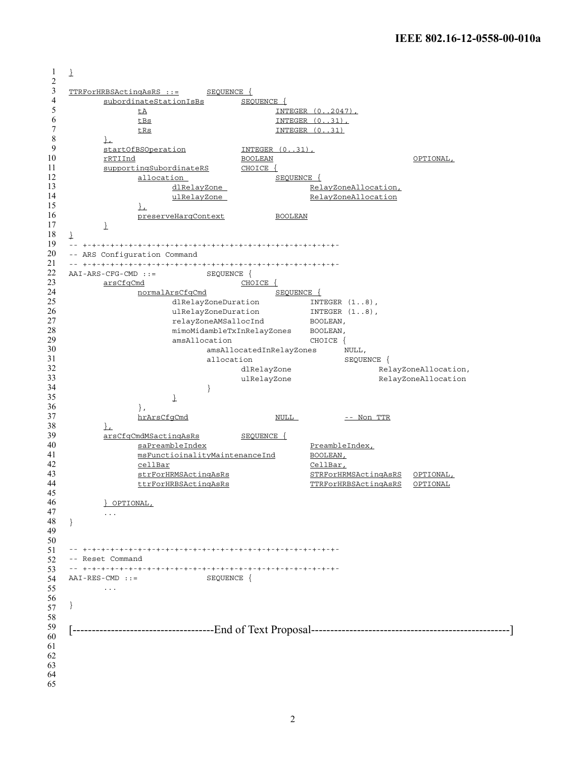```
}

TTRForHRBSActingAsRS ::=      SEQUENCE {
        subordinateStationIsBs         SEQUENCE {
                tA                              INTEGER (0..2047),
                tBs                             INTEGER (0..31),
                tRs                             INTEGER (0..31)
        },
        startOfBSOperation              INTEGER (0..31),
        rRTIInd                         BOOLEAN                                 OPTIONAL,
        supportingSubordinateRS         CHOICE {
                allocation                      SEQUENCE {
                        dlRelayZone                     RelayZoneAllocation,
                        ulRelayZone                     RelayZoneAllocation
                },
                preserveHarqContext             BOOLEAN
        }
}
-- +-+-+-+-+-+-+-+-+-+-+-+-+-+-+-+-+-+-+-+-+-+-+-+-+-+-+-+-+-+-
-- ARS Configuration Command
-- +-+-+-+-+-+-+-+-+-+-+-+-+-+-+-+-+-+-+-+-+-+-+-+-+-+-+-+-+-+-
AAI-ARS-CFG-CMD ::=           SEQUENCE {
        arsCfgCmd                       CHOICE {
                normalArsCfgCmd                 SEQUENCE {
                        dlRelayZoneDuration             INTEGER (1..8),
                        ulRelayZoneDuration             INTEGER (1..8),
                        relayZoneAMSallocInd            BOOLEAN,
                        mimoMidambleTxInRelayZones      BOOLEAN,
                        amsAllocation                   CHOICE {
                                amsAllocatedInRelayZones        NULL,
                                allocation                      SEQUENCE {
                                        dlRelayZone                     RelayZoneAllocation,
                                        ulRelayZone                     RelayZoneAllocation
                                }
                        }
                },
                hrArsCfgCmd                     NULL            -- Non TTR
        },
        arsCfgCmdMSactingAsRs           SEQUENCE {
                saPreambleIndex                         PreambleIndex,
                msFunctioinalityMaintenanceInd          BOOLEAN,
                cellBar                                 CellBar,
                strForHRMSActingAsRs                    STRForHRMSActingAsRS    OPTIONAL,
                ttrForHRBSActingAsRs                    TTRForHRBSActingAsRS    OPTIONAL

        } OPTIONAL,
        ...
}


-- +-+-+-+-+-+-+-+-+-+-+-+-+-+-+-+-+-+-+-+-+-+-+-+-+-+-+-+-+-+-
-- Reset Command
-- +-+-+-+-+-+-+-+-+-+-+-+-+-+-+-+-+-+-+-+-+-+-+-+-+-+-+-+-+-+-
AAI-RES-CMD ::=               SEQUENCE {
        ...

}
```

[------------------------------------End of Text Proposal---------------------------------------------------]